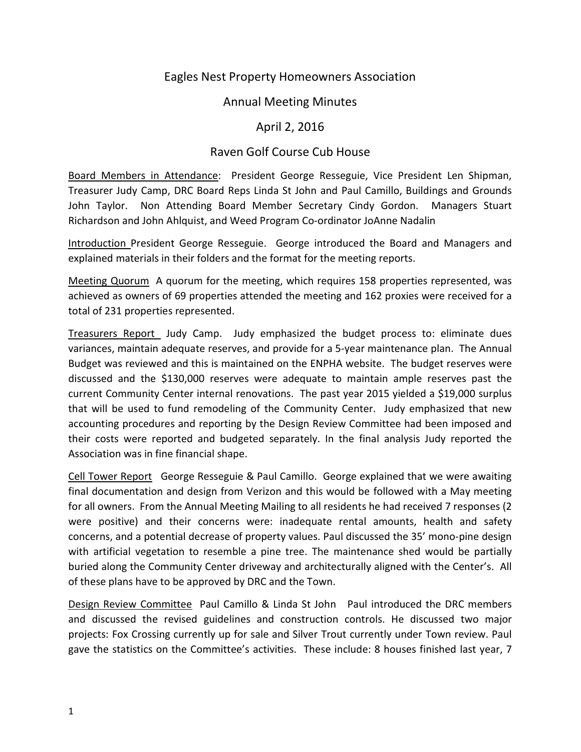# Eagles Nest Property Homeowners Association

## Annual Meeting Minutes

## April 2, 2016

## Raven Golf Course Cub House

<u>Board Members in Attendance</u>: President George Resseguie, Vice President Len Shipman, Treasurer Judy Camp, DRC Board Reps Linda St John and Paul Camillo, Buildings and Grounds John Taylor. Non Attending Board Member Secretary Cindy Gordon. Managers Stuart Richardson and John Ahlquist, and Weed Program Co-ordinator JoAnne Nadalin

<u>Introduction</u> President George Resseguie. George introduced the Board and Managers and explained materials in their folders and the format for the meeting reports.

<u>Meeting Quorum</u> A quorum for the meeting, which requires 158 properties represented, was achieved as owners of 69 properties attended the meeting and 162 proxies were received for a total of 231 properties represented.

<u>Treasurers Report</u> Judy Camp. Judy emphasized the budget process to: eliminate dues variances, maintain adequate reserves, and provide for a 5-year maintenance plan. The Annual Budget was reviewed and this is maintained on the ENPHA website. The budget reserves were discussed and the $130,000 reserves were adequate to maintain ample reserves past the current Community Center internal renovations. The past year 2015 yielded a $19,000 surplus that will be used to fund remodeling of the Community Center. Judy emphasized that new accounting procedures and reporting by the Design Review Committee had been imposed and their costs were reported and budgeted separately. In the final analysis Judy reported the Association was in fine financial shape.

<u>Cell Tower Report</u> George Resseguie & Paul Camillo. George explained that we were awaiting final documentation and design from Verizon and this would be followed with a May meeting for all owners. From the Annual Meeting Mailing to all residents he had received 7 responses (2 were positive) and their concerns were: inadequate rental amounts, health and safety concerns, and a potential decrease of property values. Paul discussed the 35' mono-pine design with artificial vegetation to resemble a pine tree. The maintenance shed would be partially buried along the Community Center driveway and architecturally aligned with the Center's. All of these plans have to be approved by DRC and the Town.

<u>Design Review Committee</u> Paul Camillo & Linda St John Paul introduced the DRC members and discussed the revised guidelines and construction controls. He discussed two major projects: Fox Crossing currently up for sale and Silver Trout currently under Town review. Paul gave the statistics on the Committee's activities. These include: 8 houses finished last year, 7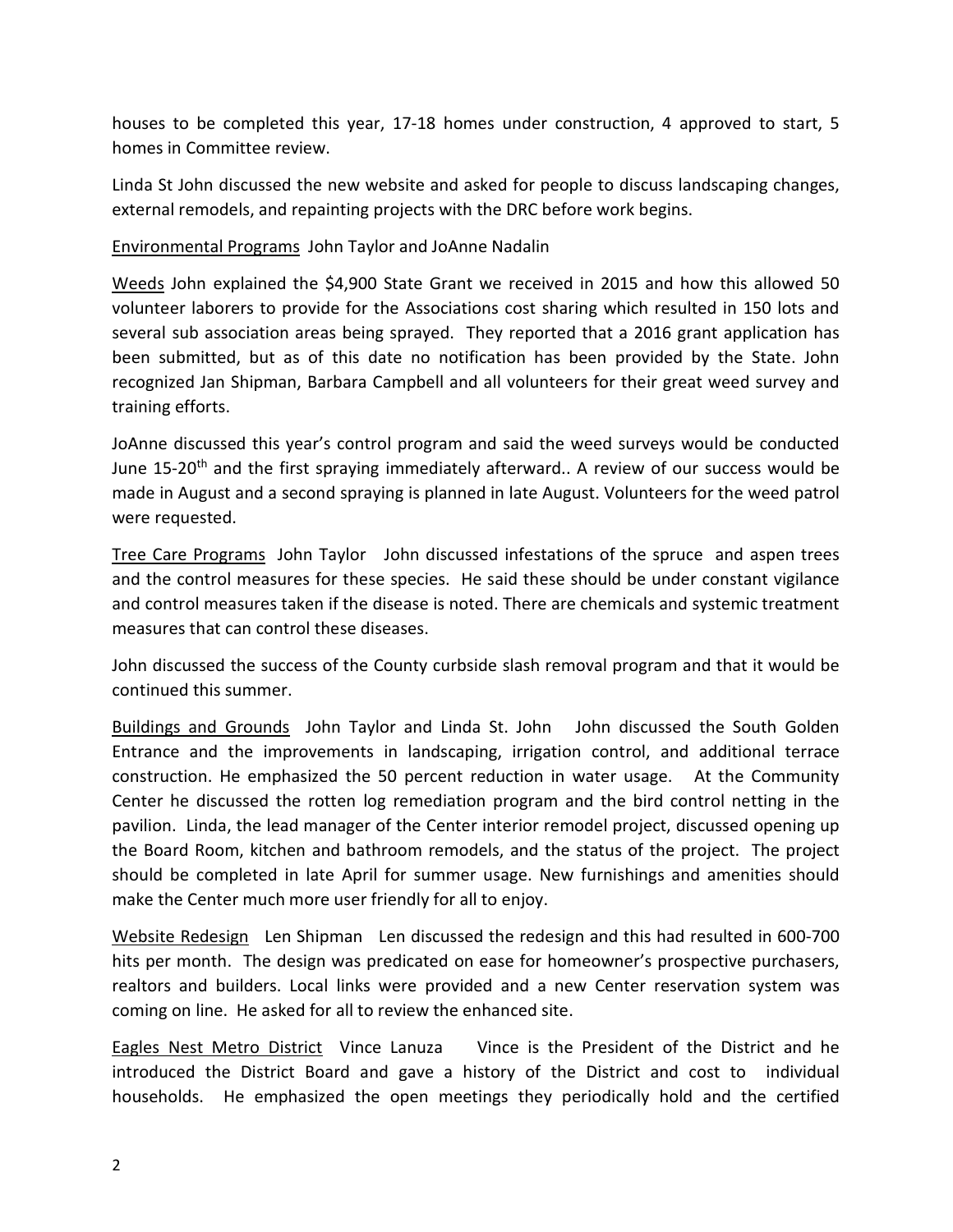houses to be completed this year, 17-18 homes under construction, 4 approved to start, 5 homes in Committee review.

Linda St John discussed the new website and asked for people to discuss landscaping changes, external remodels, and repainting projects with the DRC before work begins.

Environmental Programs John Taylor and JoAnne Nadalin

Weeds John explained the $4,900 State Grant we received in 2015 and how this allowed 50 volunteer laborers to provide for the Associations cost sharing which resulted in 150 lots and several sub association areas being sprayed. They reported that a 2016 grant application has been submitted, but as of this date no notification has been provided by the State. John recognized Jan Shipman, Barbara Campbell and all volunteers for their great weed survey and training efforts.

JoAnne discussed this year's control program and said the weed surveys would be conducted June 15-20th and the first spraying immediately afterward.. A review of our success would be made in August and a second spraying is planned in late August. Volunteers for the weed patrol were requested.

Tree Care Programs John Taylor John discussed infestations of the spruce and aspen trees and the control measures for these species. He said these should be under constant vigilance and control measures taken if the disease is noted. There are chemicals and systemic treatment measures that can control these diseases.

John discussed the success of the County curbside slash removal program and that it would be continued this summer.

Buildings and Grounds John Taylor and Linda St. John John discussed the South Golden Entrance and the improvements in landscaping, irrigation control, and additional terrace construction. He emphasized the 50 percent reduction in water usage. At the Community Center he discussed the rotten log remediation program and the bird control netting in the pavilion. Linda, the lead manager of the Center interior remodel project, discussed opening up the Board Room, kitchen and bathroom remodels, and the status of the project. The project should be completed in late April for summer usage. New furnishings and amenities should make the Center much more user friendly for all to enjoy.

Website Redesign Len Shipman Len discussed the redesign and this had resulted in 600-700 hits per month. The design was predicated on ease for homeowner's prospective purchasers, realtors and builders. Local links were provided and a new Center reservation system was coming on line. He asked for all to review the enhanced site.

Eagles Nest Metro District Vince Lanuza Vince is the President of the District and he introduced the District Board and gave a history of the District and cost to individual households. He emphasized the open meetings they periodically hold and the certified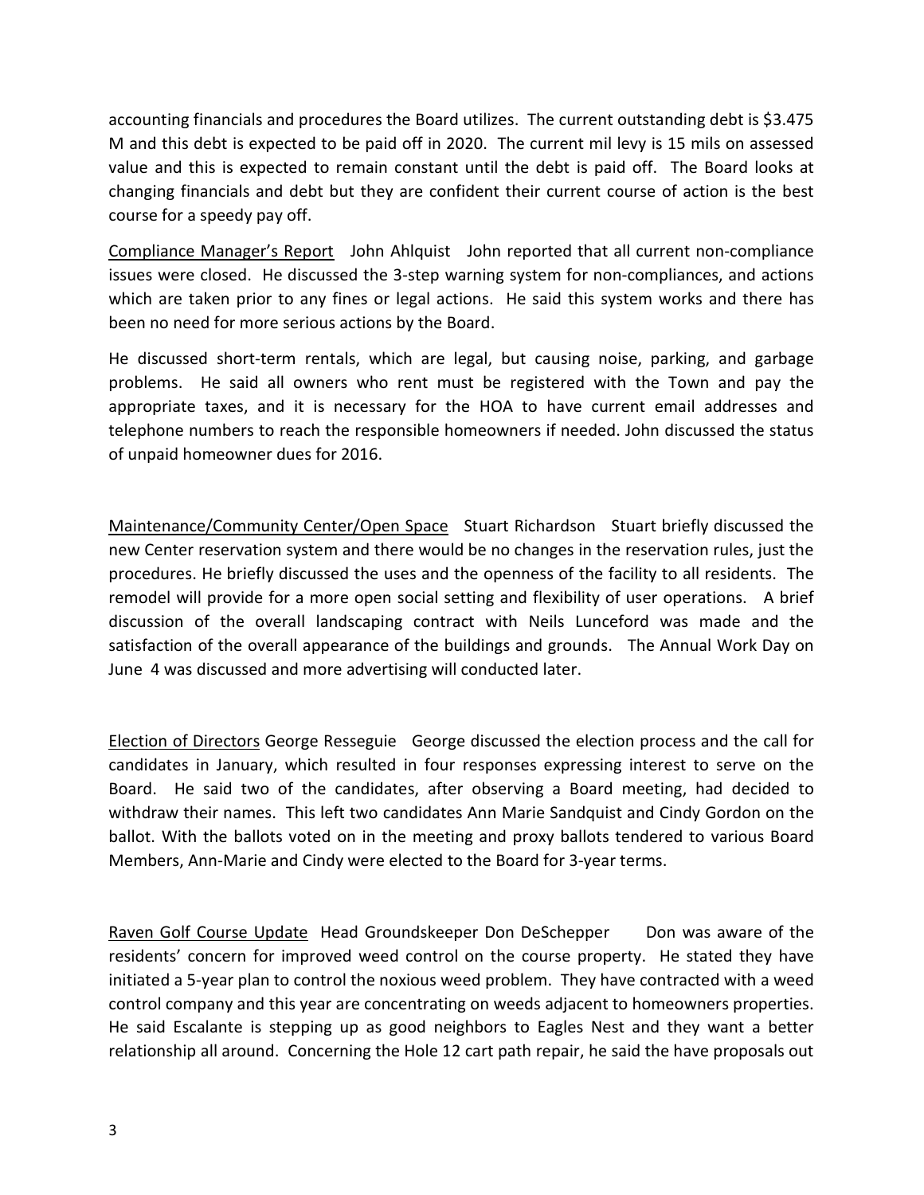accounting financials and procedures the Board utilizes. The current outstanding debt is $3.475 M and this debt is expected to be paid off in 2020. The current mil levy is 15 mils on assessed value and this is expected to remain constant until the debt is paid off. The Board looks at changing financials and debt but they are confident their current course of action is the best course for a speedy pay off.

<u>Compliance Manager's Report</u> John Ahlquist John reported that all current non-compliance issues were closed. He discussed the 3-step warning system for non-compliances, and actions which are taken prior to any fines or legal actions. He said this system works and there has been no need for more serious actions by the Board.

He discussed short-term rentals, which are legal, but causing noise, parking, and garbage problems. He said all owners who rent must be registered with the Town and pay the appropriate taxes, and it is necessary for the HOA to have current email addresses and telephone numbers to reach the responsible homeowners if needed. John discussed the status of unpaid homeowner dues for 2016.

<u>Maintenance/Community Center/Open Space</u> Stuart Richardson Stuart briefly discussed the new Center reservation system and there would be no changes in the reservation rules, just the procedures. He briefly discussed the uses and the openness of the facility to all residents. The remodel will provide for a more open social setting and flexibility of user operations. A brief discussion of the overall landscaping contract with Neils Lunceford was made and the satisfaction of the overall appearance of the buildings and grounds. The Annual Work Day on June 4 was discussed and more advertising will conducted later.

<u>Election of Directors</u> George Resseguie George discussed the election process and the call for candidates in January, which resulted in four responses expressing interest to serve on the Board. He said two of the candidates, after observing a Board meeting, had decided to withdraw their names. This left two candidates Ann Marie Sandquist and Cindy Gordon on the ballot. With the ballots voted on in the meeting and proxy ballots tendered to various Board Members, Ann-Marie and Cindy were elected to the Board for 3-year terms.

<u>Raven Golf Course Update</u> Head Groundskeeper Don DeSchepper Don was aware of the residents' concern for improved weed control on the course property. He stated they have initiated a 5-year plan to control the noxious weed problem. They have contracted with a weed control company and this year are concentrating on weeds adjacent to homeowners properties. He said Escalante is stepping up as good neighbors to Eagles Nest and they want a better relationship all around. Concerning the Hole 12 cart path repair, he said the have proposals out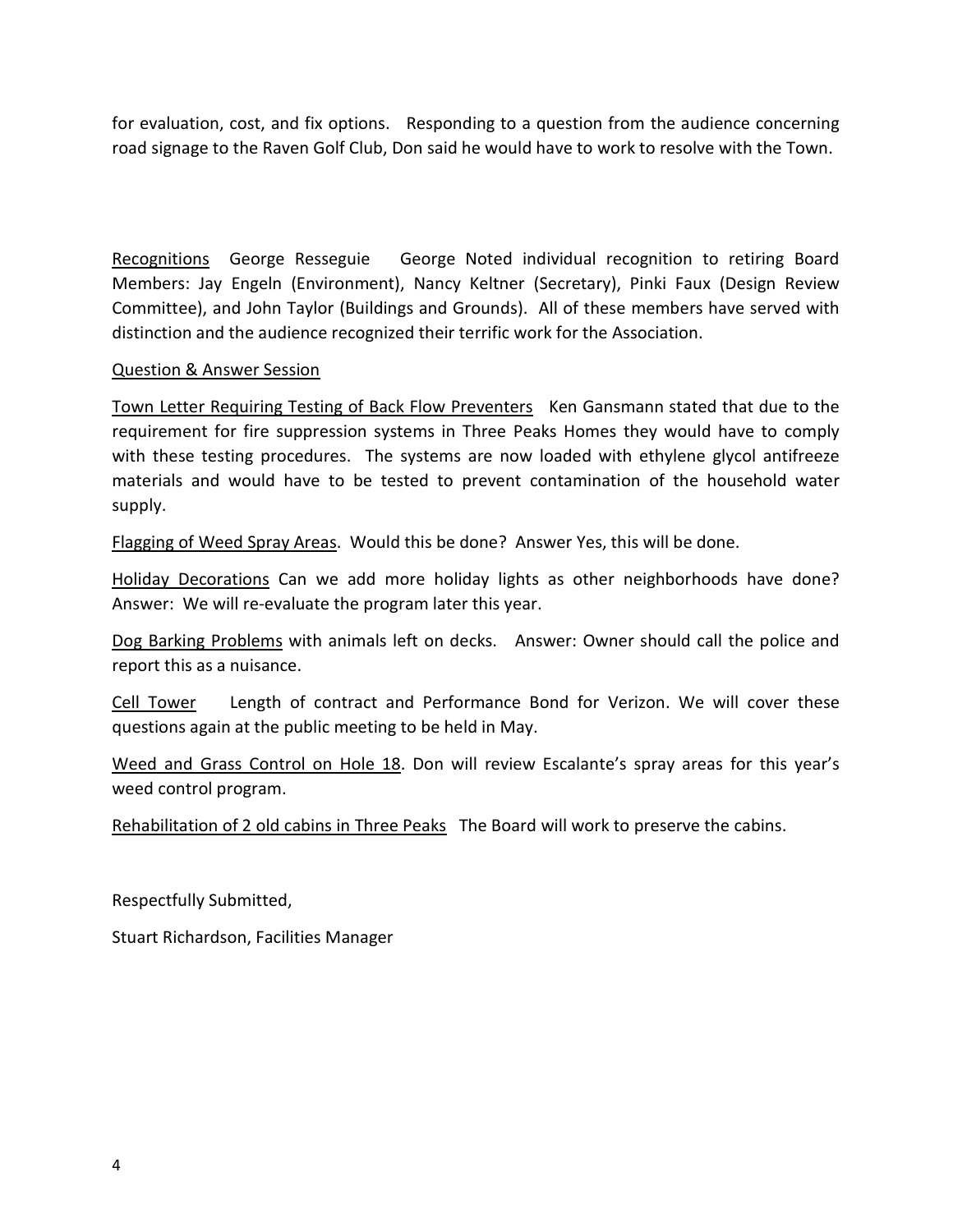for evaluation, cost, and fix options. Responding to a question from the audience concerning road signage to the Raven Golf Club, Don said he would have to work to resolve with the Town.

Recognitions George Resseguie George Noted individual recognition to retiring Board Members: Jay Engeln (Environment), Nancy Keltner (Secretary), Pinki Faux (Design Review Committee), and John Taylor (Buildings and Grounds). All of these members have served with distinction and the audience recognized their terrific work for the Association.

Question & Answer Session

Town Letter Requiring Testing of Back Flow Preventers Ken Gansmann stated that due to the requirement for fire suppression systems in Three Peaks Homes they would have to comply with these testing procedures. The systems are now loaded with ethylene glycol antifreeze materials and would have to be tested to prevent contamination of the household water supply.

Flagging of Weed Spray Areas. Would this be done? Answer Yes, this will be done.

Holiday Decorations Can we add more holiday lights as other neighborhoods have done? Answer: We will re-evaluate the program later this year.

Dog Barking Problems with animals left on decks. Answer: Owner should call the police and report this as a nuisance.

Cell Tower Length of contract and Performance Bond for Verizon. We will cover these questions again at the public meeting to be held in May.

Weed and Grass Control on Hole 18. Don will review Escalante's spray areas for this year's weed control program.

Rehabilitation of 2 old cabins in Three Peaks The Board will work to preserve the cabins.

Respectfully Submitted,

Stuart Richardson, Facilities Manager